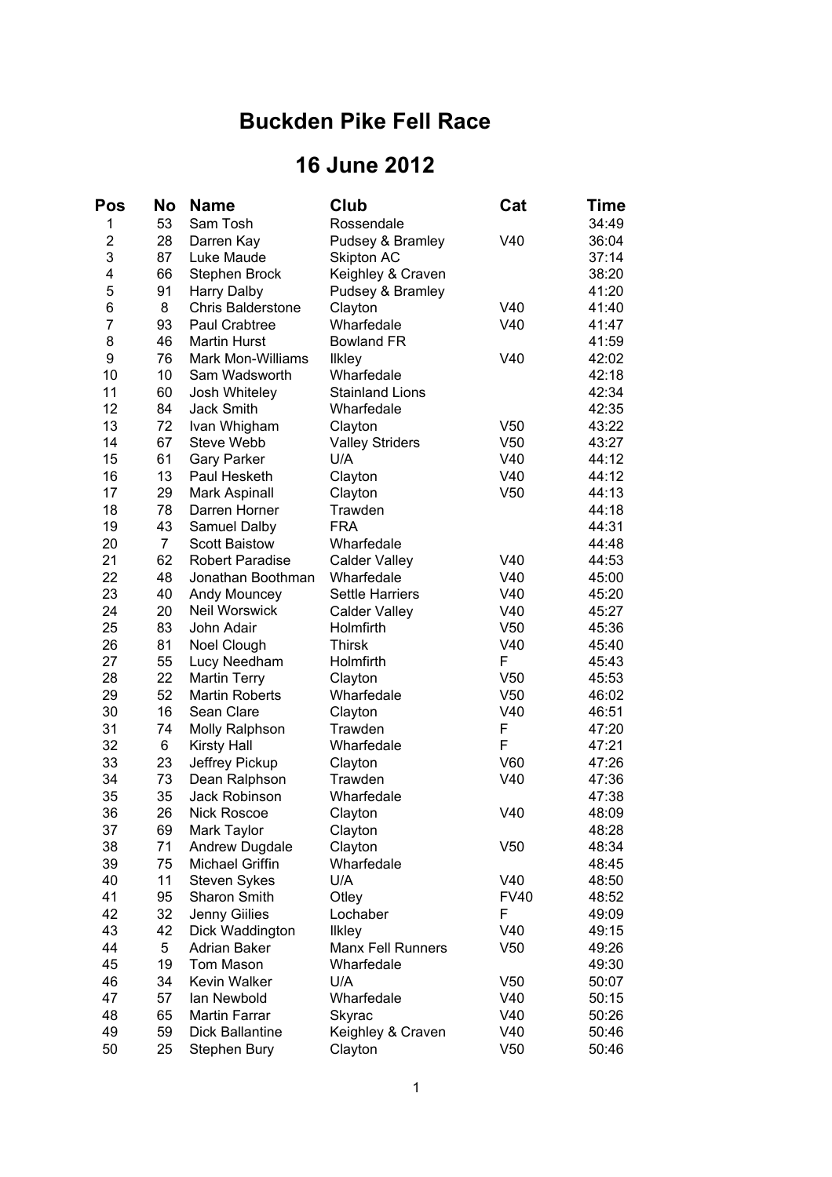# Buckden Pike Fell Race

## 16 June 2012

| Pos | No | Name | Club | Cat | Time |
|---|---|---|---|---|---|
| 1 | 53 | Sam Tosh | Rossendale | | 34:49 |
| 2 | 28 | Darren Kay | Pudsey & Bramley | V40 | 36:04 |
| 3 | 87 | Luke Maude | Skipton AC | | 37:14 |
| 4 | 66 | Stephen Brock | Keighley & Craven | | 38:20 |
| 5 | 91 | Harry Dalby | Pudsey & Bramley | | 41:20 |
| 6 | 8 | Chris Balderstone | Clayton | V40 | 41:40 |
| 7 | 93 | Paul Crabtree | Wharfedale | V40 | 41:47 |
| 8 | 46 | Martin Hurst | Bowland FR | | 41:59 |
| 9 | 76 | Mark Mon-Williams | Ilkley | V40 | 42:02 |
| 10 | 10 | Sam Wadsworth | Wharfedale | | 42:18 |
| 11 | 60 | Josh Whiteley | Stainland Lions | | 42:34 |
| 12 | 84 | Jack Smith | Wharfedale | | 42:35 |
| 13 | 72 | Ivan Whigham | Clayton | V50 | 43:22 |
| 14 | 67 | Steve Webb | Valley Striders | V50 | 43:27 |
| 15 | 61 | Gary Parker | U/A | V40 | 44:12 |
| 16 | 13 | Paul Hesketh | Clayton | V40 | 44:12 |
| 17 | 29 | Mark Aspinall | Clayton | V50 | 44:13 |
| 18 | 78 | Darren Horner | Trawden | | 44:18 |
| 19 | 43 | Samuel Dalby | FRA | | 44:31 |
| 20 | 7 | Scott Baistow | Wharfedale | | 44:48 |
| 21 | 62 | Robert Paradise | Calder Valley | V40 | 44:53 |
| 22 | 48 | Jonathan Boothman | Wharfedale | V40 | 45:00 |
| 23 | 40 | Andy Mouncey | Settle Harriers | V40 | 45:20 |
| 24 | 20 | Neil Worswick | Calder Valley | V40 | 45:27 |
| 25 | 83 | John Adair | Holmfirth | V50 | 45:36 |
| 26 | 81 | Noel Clough | Thirsk | V40 | 45:40 |
| 27 | 55 | Lucy Needham | Holmfirth | F | 45:43 |
| 28 | 22 | Martin Terry | Clayton | V50 | 45:53 |
| 29 | 52 | Martin Roberts | Wharfedale | V50 | 46:02 |
| 30 | 16 | Sean Clare | Clayton | V40 | 46:51 |
| 31 | 74 | Molly Ralphson | Trawden | F | 47:20 |
| 32 | 6 | Kirsty Hall | Wharfedale | F | 47:21 |
| 33 | 23 | Jeffrey Pickup | Clayton | V60 | 47:26 |
| 34 | 73 | Dean Ralphson | Trawden | V40 | 47:36 |
| 35 | 35 | Jack Robinson | Wharfedale | | 47:38 |
| 36 | 26 | Nick Roscoe | Clayton | V40 | 48:09 |
| 37 | 69 | Mark Taylor | Clayton | | 48:28 |
| 38 | 71 | Andrew Dugdale | Clayton | V50 | 48:34 |
| 39 | 75 | Michael Griffin | Wharfedale | | 48:45 |
| 40 | 11 | Steven Sykes | U/A | V40 | 48:50 |
| 41 | 95 | Sharon Smith | Otley | FV40 | 48:52 |
| 42 | 32 | Jenny Giilies | Lochaber | F | 49:09 |
| 43 | 42 | Dick Waddington | Ilkley | V40 | 49:15 |
| 44 | 5 | Adrian Baker | Manx Fell Runners | V50 | 49:26 |
| 45 | 19 | Tom Mason | Wharfedale | | 49:30 |
| 46 | 34 | Kevin Walker | U/A | V50 | 50:07 |
| 47 | 57 | Ian Newbold | Wharfedale | V40 | 50:15 |
| 48 | 65 | Martin Farrar | Skyrac | V40 | 50:26 |
| 49 | 59 | Dick Ballantine | Keighley & Craven | V40 | 50:46 |
| 50 | 25 | Stephen Bury | Clayton | V50 | 50:46 |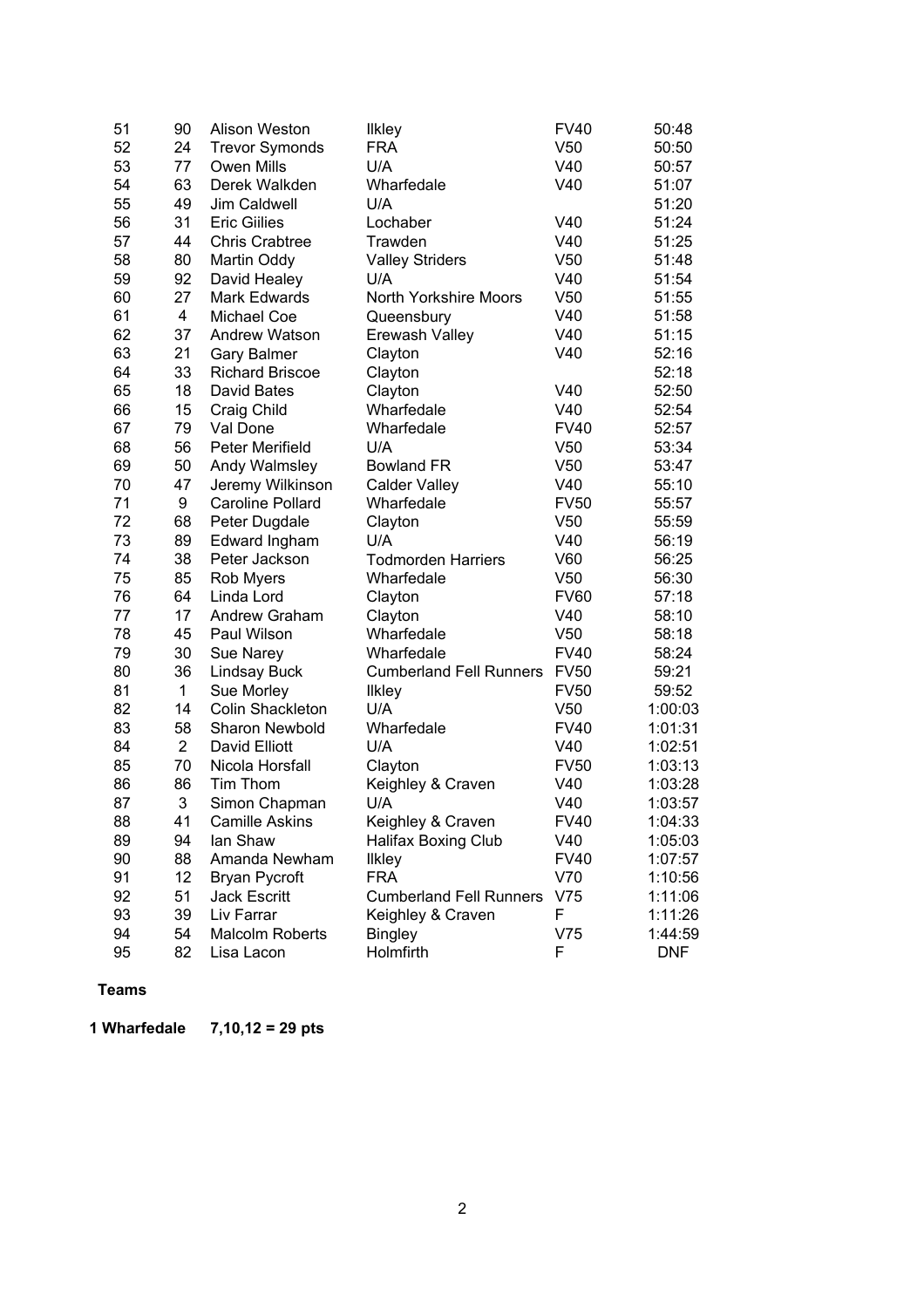| | | | | | |
|---|---|---|---|---|---|
| 51 | 90 | Alison Weston | Ilkley | FV40 | 50:48 |
| 52 | 24 | Trevor Symonds | FRA | V50 | 50:50 |
| 53 | 77 | Owen Mills | U/A | V40 | 50:57 |
| 54 | 63 | Derek Walkden | Wharfedale | V40 | 51:07 |
| 55 | 49 | Jim Caldwell | U/A | | 51:20 |
| 56 | 31 | Eric Giilies | Lochaber | V40 | 51:24 |
| 57 | 44 | Chris Crabtree | Trawden | V40 | 51:25 |
| 58 | 80 | Martin Oddy | Valley Striders | V50 | 51:48 |
| 59 | 92 | David Healey | U/A | V40 | 51:54 |
| 60 | 27 | Mark Edwards | North Yorkshire Moors | V50 | 51:55 |
| 61 | 4 | Michael Coe | Queensbury | V40 | 51:58 |
| 62 | 37 | Andrew Watson | Erewash Valley | V40 | 51:15 |
| 63 | 21 | Gary Balmer | Clayton | V40 | 52:16 |
| 64 | 33 | Richard Briscoe | Clayton | | 52:18 |
| 65 | 18 | David Bates | Clayton | V40 | 52:50 |
| 66 | 15 | Craig Child | Wharfedale | V40 | 52:54 |
| 67 | 79 | Val Done | Wharfedale | FV40 | 52:57 |
| 68 | 56 | Peter Merifield | U/A | V50 | 53:34 |
| 69 | 50 | Andy Walmsley | Bowland FR | V50 | 53:47 |
| 70 | 47 | Jeremy Wilkinson | Calder Valley | V40 | 55:10 |
| 71 | 9 | Caroline Pollard | Wharfedale | FV50 | 55:57 |
| 72 | 68 | Peter Dugdale | Clayton | V50 | 55:59 |
| 73 | 89 | Edward Ingham | U/A | V40 | 56:19 |
| 74 | 38 | Peter Jackson | Todmorden Harriers | V60 | 56:25 |
| 75 | 85 | Rob Myers | Wharfedale | V50 | 56:30 |
| 76 | 64 | Linda Lord | Clayton | FV60 | 57:18 |
| 77 | 17 | Andrew Graham | Clayton | V40 | 58:10 |
| 78 | 45 | Paul Wilson | Wharfedale | V50 | 58:18 |
| 79 | 30 | Sue Narey | Wharfedale | FV40 | 58:24 |
| 80 | 36 | Lindsay Buck | Cumberland Fell Runners | FV50 | 59:21 |
| 81 | 1 | Sue Morley | Ilkley | FV50 | 59:52 |
| 82 | 14 | Colin Shackleton | U/A | V50 | 1:00:03 |
| 83 | 58 | Sharon Newbold | Wharfedale | FV40 | 1:01:31 |
| 84 | 2 | David Elliott | U/A | V40 | 1:02:51 |
| 85 | 70 | Nicola Horsfall | Clayton | FV50 | 1:03:13 |
| 86 | 86 | Tim Thom | Keighley & Craven | V40 | 1:03:28 |
| 87 | 3 | Simon Chapman | U/A | V40 | 1:03:57 |
| 88 | 41 | Camille Askins | Keighley & Craven | FV40 | 1:04:33 |
| 89 | 94 | Ian Shaw | Halifax Boxing Club | V40 | 1:05:03 |
| 90 | 88 | Amanda Newham | Ilkley | FV40 | 1:07:57 |
| 91 | 12 | Bryan Pycroft | FRA | V70 | 1:10:56 |
| 92 | 51 | Jack Escritt | Cumberland Fell Runners | V75 | 1:11:06 |
| 93 | 39 | Liv Farrar | Keighley & Craven | F | 1:11:26 |
| 94 | 54 | Malcolm Roberts | Bingley | V75 | 1:44:59 |
| 95 | 82 | Lisa Lacon | Holmfirth | F | DNF |

**Teams**

**1 Wharfedale 7,10,12 = 29 pts**